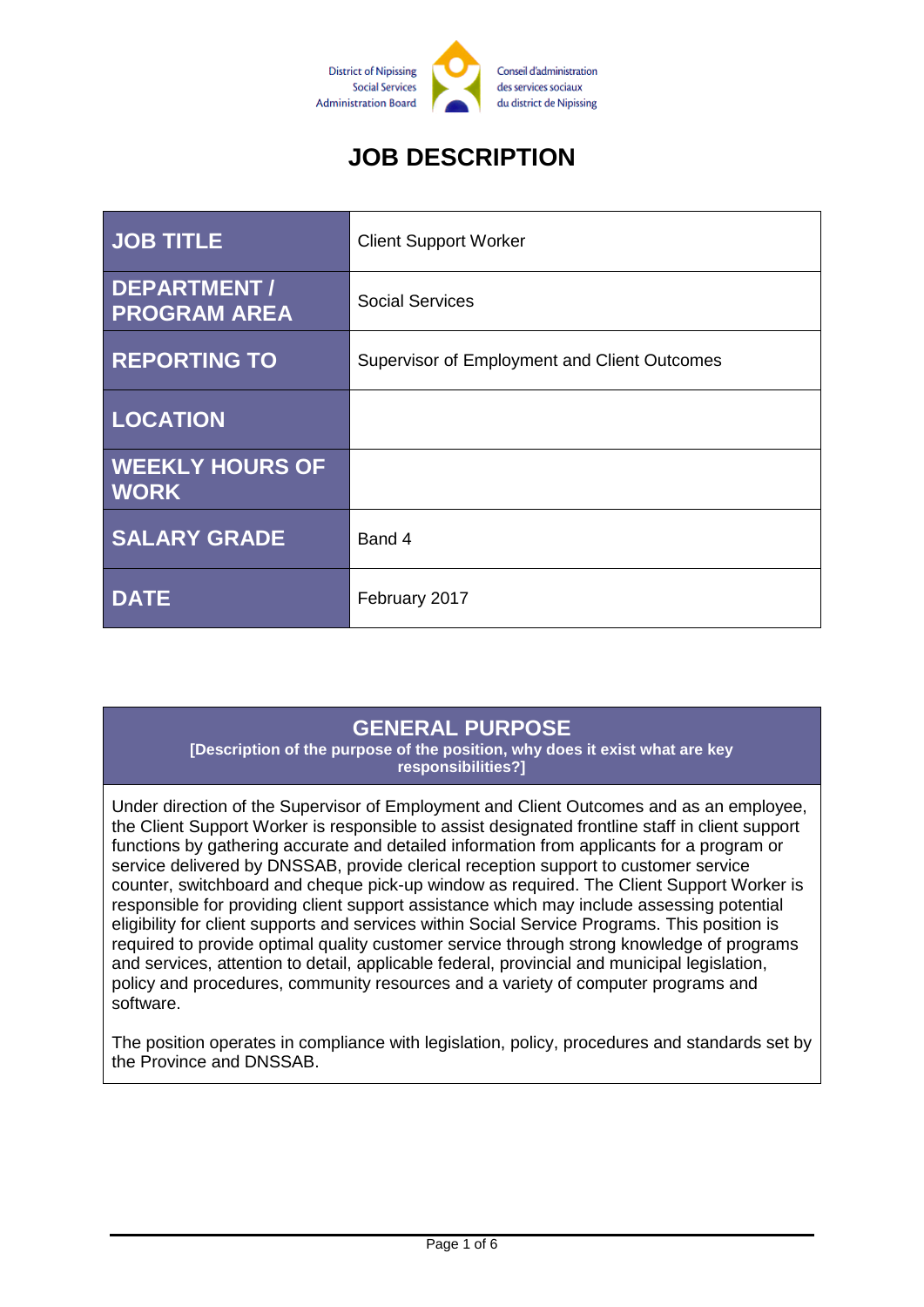District of Nipissing Social Services Administration Board

Conseil d'administration des services sociaux du district de Nipissing

# JOB DESCRIPTION

| | |
|---|---|
| **JOB TITLE** | Client Support Worker |
| **DEPARTMENT / PROGRAM AREA** | Social Services |
| **REPORTING TO** | Supervisor of Employment and Client Outcomes |
| **LOCATION** | |
| **WEEKLY HOURS OF WORK** | |
| **SALARY GRADE** | Band 4 |
| **DATE** | February 2017 |

## GENERAL PURPOSE

**[Description of the purpose of the position, why does it exist what are key responsibilities?]**

Under direction of the Supervisor of Employment and Client Outcomes and as an employee, the Client Support Worker is responsible to assist designated frontline staff in client support functions by gathering accurate and detailed information from applicants for a program or service delivered by DNSSAB, provide clerical reception support to customer service counter, switchboard and cheque pick-up window as required. The Client Support Worker is responsible for providing client support assistance which may include assessing potential eligibility for client supports and services within Social Service Programs. This position is required to provide optimal quality customer service through strong knowledge of programs and services, attention to detail, applicable federal, provincial and municipal legislation, policy and procedures, community resources and a variety of computer programs and software.

The position operates in compliance with legislation, policy, procedures and standards set by the Province and DNSSAB.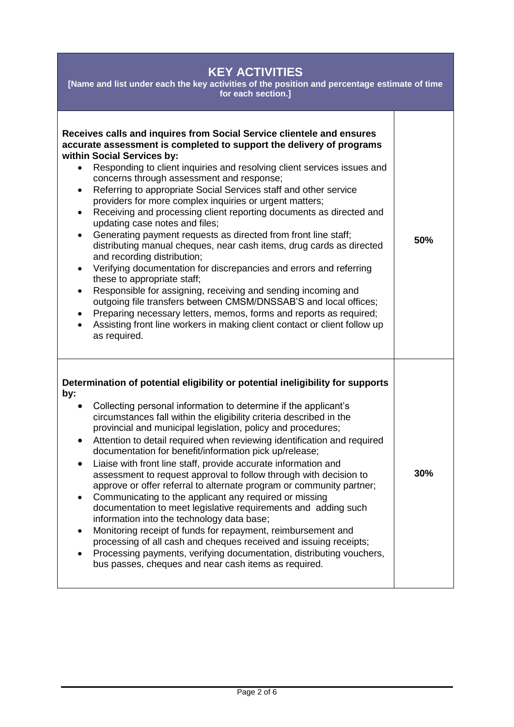| KEY ACTIVITIES<br>[Name and list under each the key activities of the position and percentage estimate of time for each section.] | |
|---|---|
| **Receives calls and inquires from Social Service clientele and ensures accurate assessment is completed to support the delivery of programs within Social Services by:**<br>• Responding to client inquiries and resolving client services issues and concerns through assessment and response;<br>• Referring to appropriate Social Services staff and other service providers for more complex inquiries or urgent matters;<br>• Receiving and processing client reporting documents as directed and updating case notes and files;<br>• Generating payment requests as directed from front line staff; distributing manual cheques, near cash items, drug cards as directed and recording distribution;<br>• Verifying documentation for discrepancies and errors and referring these to appropriate staff;<br>• Responsible for assigning, receiving and sending incoming and outgoing file transfers between CMSM/DNSSAB'S and local offices;<br>• Preparing necessary letters, memos, forms and reports as required;<br>• Assisting front line workers in making client contact or client follow up as required. | **50%** |
| **Determination of potential eligibility or potential ineligibility for supports by:**<br>• Collecting personal information to determine if the applicant's circumstances fall within the eligibility criteria described in the provincial and municipal legislation, policy and procedures;<br>• Attention to detail required when reviewing identification and required documentation for benefit/information pick up/release;<br>• Liaise with front line staff, provide accurate information and assessment to request approval to follow through with decision to approve or offer referral to alternate program or community partner;<br>• Communicating to the applicant any required or missing documentation to meet legislative requirements and adding such information into the technology data base;<br>• Monitoring receipt of funds for repayment, reimbursement and processing of all cash and cheques received and issuing receipts;<br>• Processing payments, verifying documentation, distributing vouchers, bus passes, cheques and near cash items as required. | **30%** |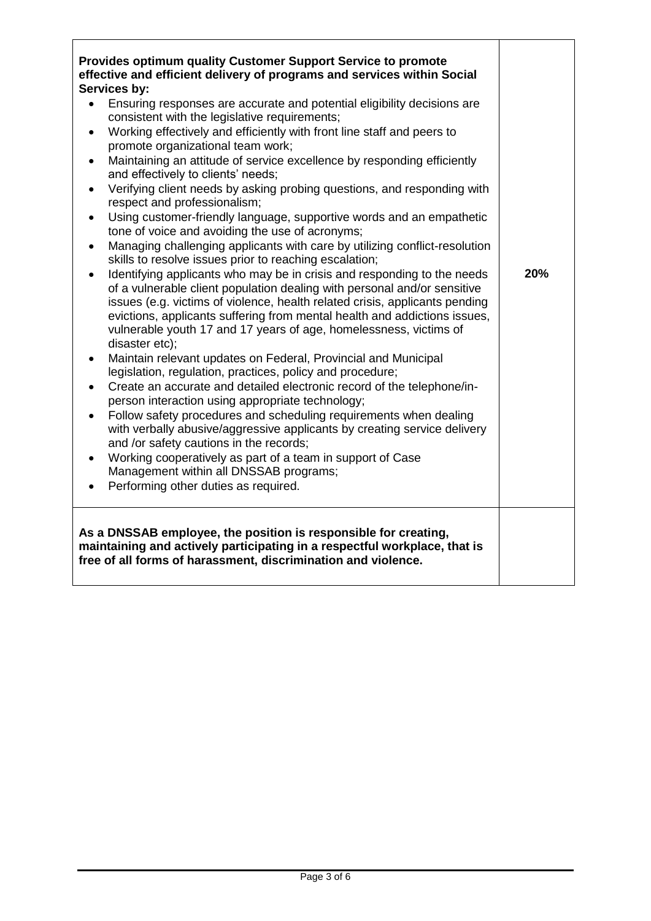| | |
|---|---|
| **Provides optimum quality Customer Support Service to promote effective and efficient delivery of programs and services within Social Services by:**<br>• Ensuring responses are accurate and potential eligibility decisions are consistent with the legislative requirements;<br>• Working effectively and efficiently with front line staff and peers to promote organizational team work;<br>• Maintaining an attitude of service excellence by responding efficiently and effectively to clients' needs;<br>• Verifying client needs by asking probing questions, and responding with respect and professionalism;<br>• Using customer-friendly language, supportive words and an empathetic tone of voice and avoiding the use of acronyms;<br>• Managing challenging applicants with care by utilizing conflict-resolution skills to resolve issues prior to reaching escalation;<br>• Identifying applicants who may be in crisis and responding to the needs of a vulnerable client population dealing with personal and/or sensitive issues (e.g. victims of violence, health related crisis, applicants pending evictions, applicants suffering from mental health and addictions issues, vulnerable youth 17 and 17 years of age, homelessness, victims of disaster etc);<br>• Maintain relevant updates on Federal, Provincial and Municipal legislation, regulation, practices, policy and procedure;<br>• Create an accurate and detailed electronic record of the telephone/in-person interaction using appropriate technology;<br>• Follow safety procedures and scheduling requirements when dealing with verbally abusive/aggressive applicants by creating service delivery and /or safety cautions in the records;<br>• Working cooperatively as part of a team in support of Case Management within all DNSSAB programs;<br>• Performing other duties as required. | **20%** |
| **As a DNSSAB employee, the position is responsible for creating, maintaining and actively participating in a respectful workplace, that is free of all forms of harassment, discrimination and violence.** | |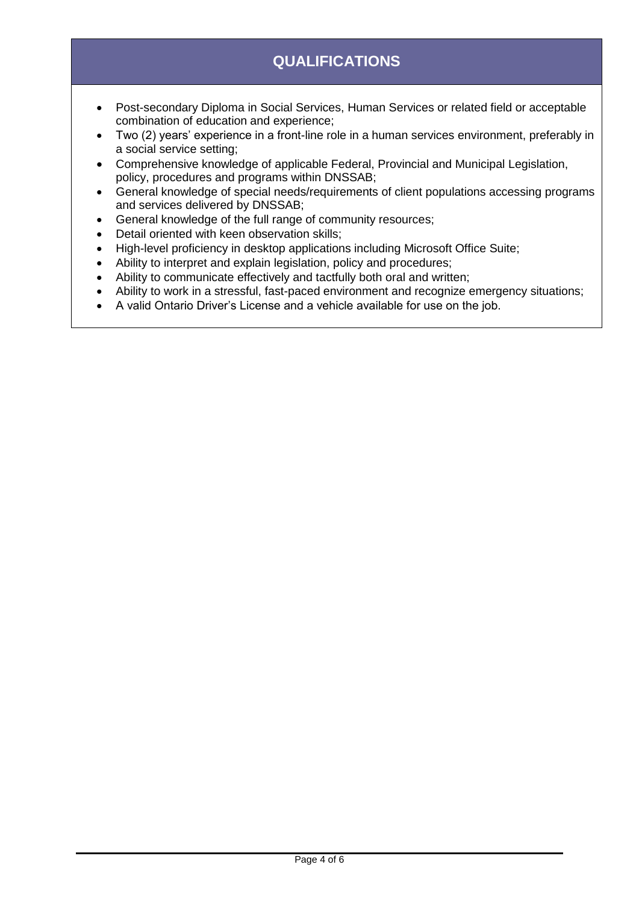## QUALIFICATIONS

- Post-secondary Diploma in Social Services, Human Services or related field or acceptable combination of education and experience;
- Two (2) years' experience in a front-line role in a human services environment, preferably in a social service setting;
- Comprehensive knowledge of applicable Federal, Provincial and Municipal Legislation, policy, procedures and programs within DNSSAB;
- General knowledge of special needs/requirements of client populations accessing programs and services delivered by DNSSAB;
- General knowledge of the full range of community resources;
- Detail oriented with keen observation skills;
- High-level proficiency in desktop applications including Microsoft Office Suite;
- Ability to interpret and explain legislation, policy and procedures;
- Ability to communicate effectively and tactfully both oral and written;
- Ability to work in a stressful, fast-paced environment and recognize emergency situations;
- A valid Ontario Driver's License and a vehicle available for use on the job.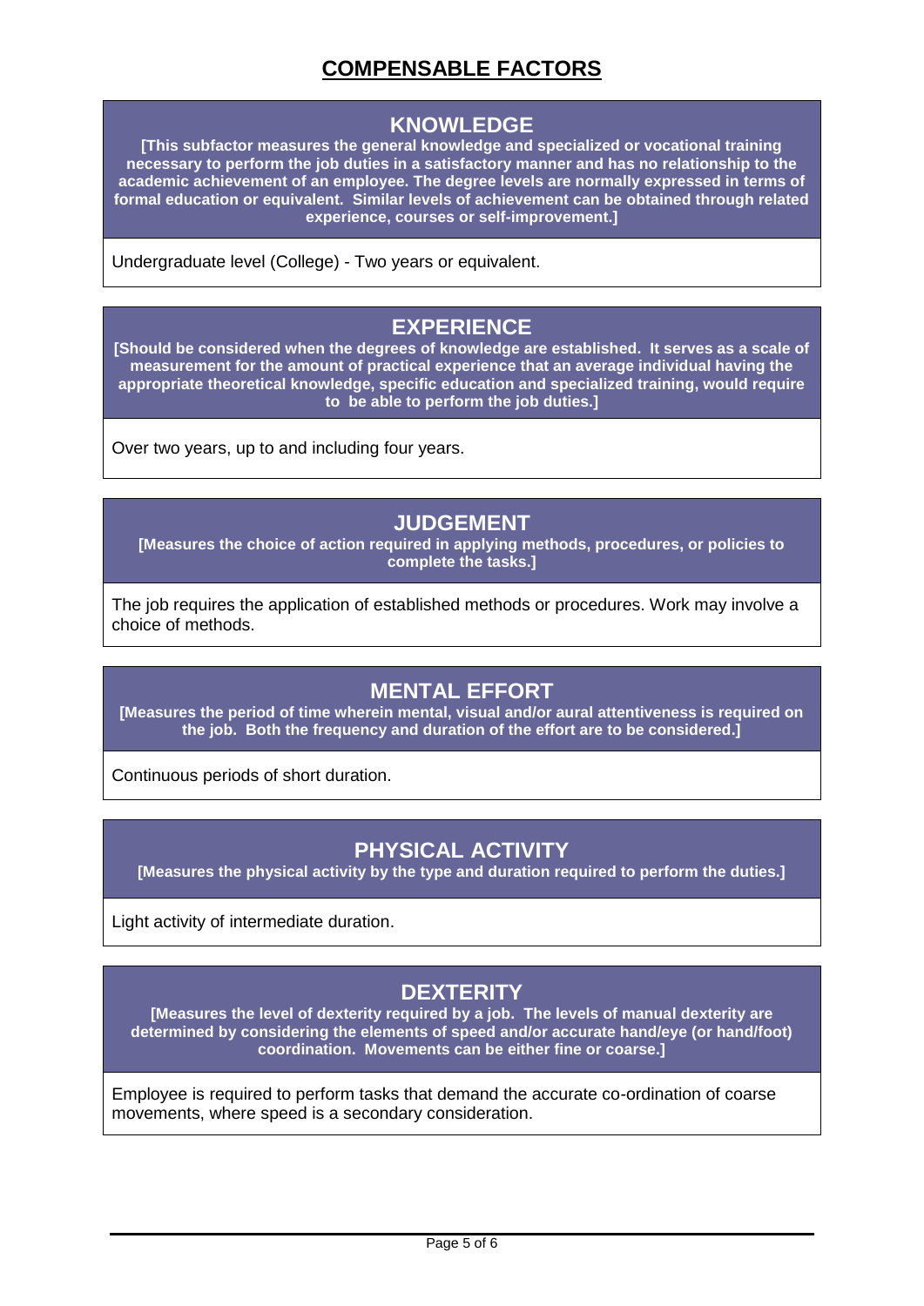# COMPENSABLE FACTORS

## KNOWLEDGE

**[This subfactor measures the general knowledge and specialized or vocational training necessary to perform the job duties in a satisfactory manner and has no relationship to the academic achievement of an employee. The degree levels are normally expressed in terms of formal education or equivalent. Similar levels of achievement can be obtained through related experience, courses or self-improvement.]**

Undergraduate level (College) - Two years or equivalent.

## EXPERIENCE

**[Should be considered when the degrees of knowledge are established. It serves as a scale of measurement for the amount of practical experience that an average individual having the appropriate theoretical knowledge, specific education and specialized training, would require to be able to perform the job duties.]**

Over two years, up to and including four years.

## JUDGEMENT

**[Measures the choice of action required in applying methods, procedures, or policies to complete the tasks.]**

The job requires the application of established methods or procedures. Work may involve a choice of methods.

## MENTAL EFFORT

**[Measures the period of time wherein mental, visual and/or aural attentiveness is required on the job. Both the frequency and duration of the effort are to be considered.]**

Continuous periods of short duration.

## PHYSICAL ACTIVITY

**[Measures the physical activity by the type and duration required to perform the duties.]**

Light activity of intermediate duration.

## DEXTERITY

**[Measures the level of dexterity required by a job. The levels of manual dexterity are determined by considering the elements of speed and/or accurate hand/eye (or hand/foot) coordination. Movements can be either fine or coarse.]**

Employee is required to perform tasks that demand the accurate co-ordination of coarse movements, where speed is a secondary consideration.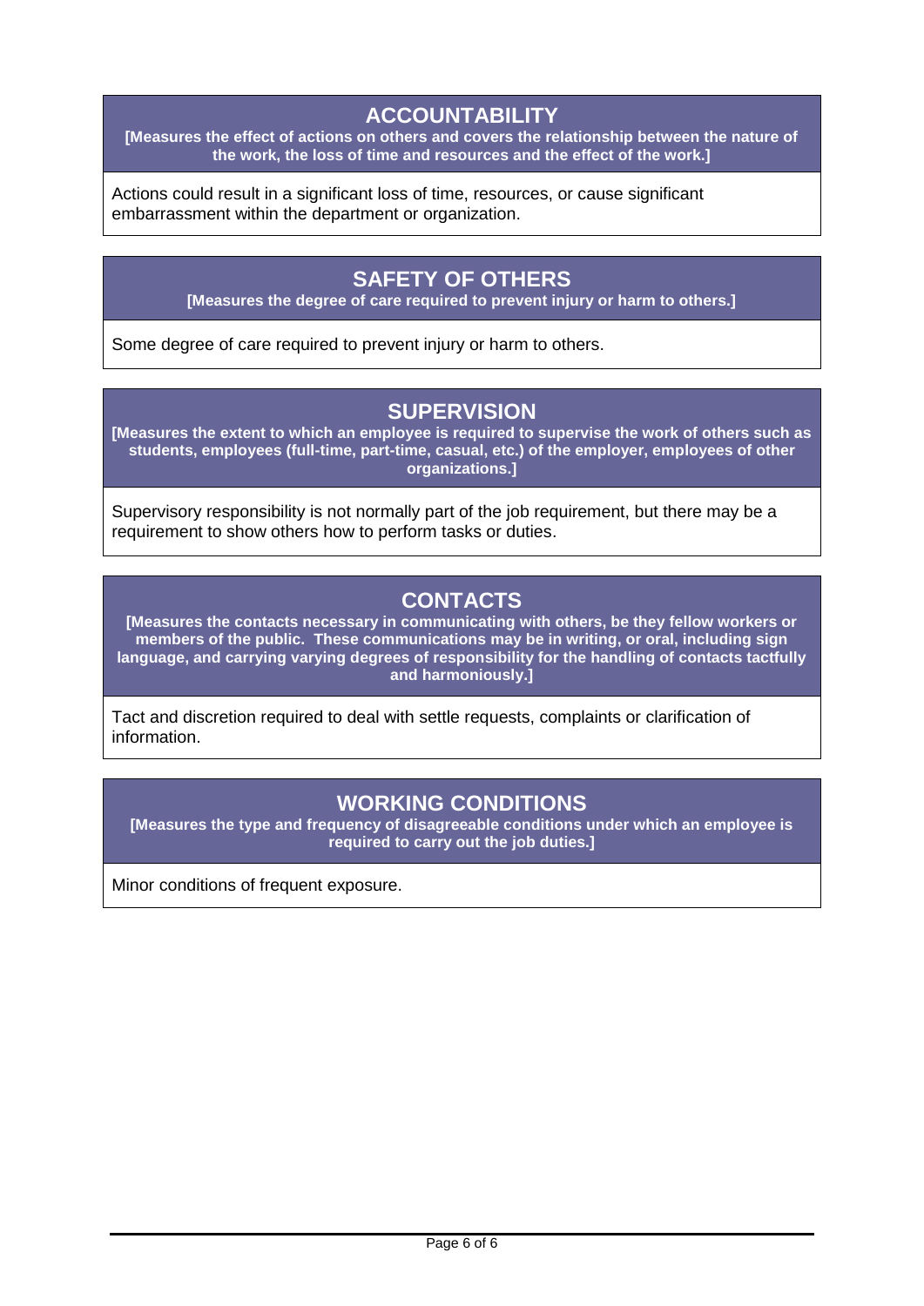## ACCOUNTABILITY

**[Measures the effect of actions on others and covers the relationship between the nature of the work, the loss of time and resources and the effect of the work.]**

Actions could result in a significant loss of time, resources, or cause significant embarrassment within the department or organization.

## SAFETY OF OTHERS

**[Measures the degree of care required to prevent injury or harm to others.]**

Some degree of care required to prevent injury or harm to others.

## SUPERVISION

**[Measures the extent to which an employee is required to supervise the work of others such as students, employees (full-time, part-time, casual, etc.) of the employer, employees of other organizations.]**

Supervisory responsibility is not normally part of the job requirement, but there may be a requirement to show others how to perform tasks or duties.

## CONTACTS

**[Measures the contacts necessary in communicating with others, be they fellow workers or members of the public. These communications may be in writing, or oral, including sign language, and carrying varying degrees of responsibility for the handling of contacts tactfully and harmoniously.]**

Tact and discretion required to deal with settle requests, complaints or clarification of information.

## WORKING CONDITIONS

**[Measures the type and frequency of disagreeable conditions under which an employee is required to carry out the job duties.]**

Minor conditions of frequent exposure.